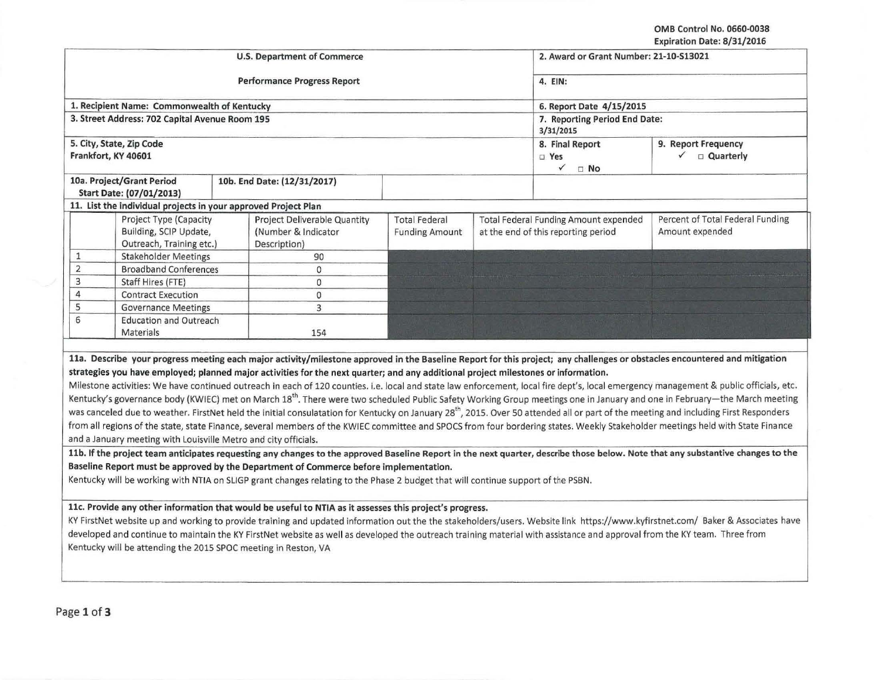OMB Control No. 0660-0038
Expiration Date: 8/31/2016

| U.S. Department of Commerce | | 2. Award or Grant Number: 21-10-S13021 | |
|---|---|---|---|
| Performance Progress Report | | 4. EIN: | |
| 1. Recipient Name: Commonwealth of Kentucky | | 6. Report Date 4/15/2015 | |
| 3. Street Address: 702 Capital Avenue Room 195 | | 7. Reporting Period End Date: 3/31/2015 | |
| 5. City, State, Zip Code Frankfort, KY 40601 | | 8. Final Report □ Yes ✓ □ No | 9. Report Frequency ✓ □ Quarterly |
| 10a. Project/Grant Period Start Date: (07/01/2013) | 10b. End Date: (12/31/2017) | | |

**11. List the individual projects in your approved Project Plan**

| | Project Type (Capacity Building, SCIP Update, Outreach, Training etc.) | Project Deliverable Quantity (Number & Indicator Description) | Total Federal Funding Amount | Total Federal Funding Amount expended at the end of this reporting period | Percent of Total Federal Funding Amount expended |
|---|---|---|---|---|---|
| 1 | Stakeholder Meetings | 90 | | | |
| 2 | Broadband Conferences | 0 | | | |
| 3 | Staff Hires (FTE) | 0 | | | |
| 4 | Contract Execution | 0 | | | |
| 5 | Governance Meetings | 3 | | | |
| 6 | Education and Outreach Materials | 154 | | | |

**11a. Describe your progress meeting each major activity/milestone approved in the Baseline Report for this project; any challenges or obstacles encountered and mitigation strategies you have employed; planned major activities for the next quarter; and any additional project milestones or information.**

Milestone activities: We have continued outreach in each of 120 counties. i.e. local and state law enforcement, local fire dept's, local emergency management & public officials, etc. Kentucky's governance body (KWIEC) met on March 18th. There were two scheduled Public Safety Working Group meetings one in January and one in February—the March meeting was canceled due to weather. FirstNet held the initial consulatation for Kentucky on January 28th, 2015. Over 50 attended all or part of the meeting and including First Responders from all regions of the state, state Finance, several members of the KWIEC committee and SPOCS from four bordering states. Weekly Stakeholder meetings held with State Finance and a January meeting with Louisville Metro and city officials.

**11b. If the project team anticipates requesting any changes to the approved Baseline Report in the next quarter, describe those below. Note that any substantive changes to the Baseline Report must be approved by the Department of Commerce before implementation.**

Kentucky will be working with NTIA on SLIGP grant changes relating to the Phase 2 budget that will continue support of the PSBN.

**11c. Provide any other information that would be useful to NTIA as it assesses this project's progress.**

KY FirstNet website up and working to provide training and updated information out the the stakeholders/users. Website link https://www.kyfirstnet.com/ Baker & Associates have developed and continue to maintain the KY FirstNet website as well as developed the outreach training material with assistance and approval from the KY team. Three from Kentucky will be attending the 2015 SPOC meeting in Reston, VA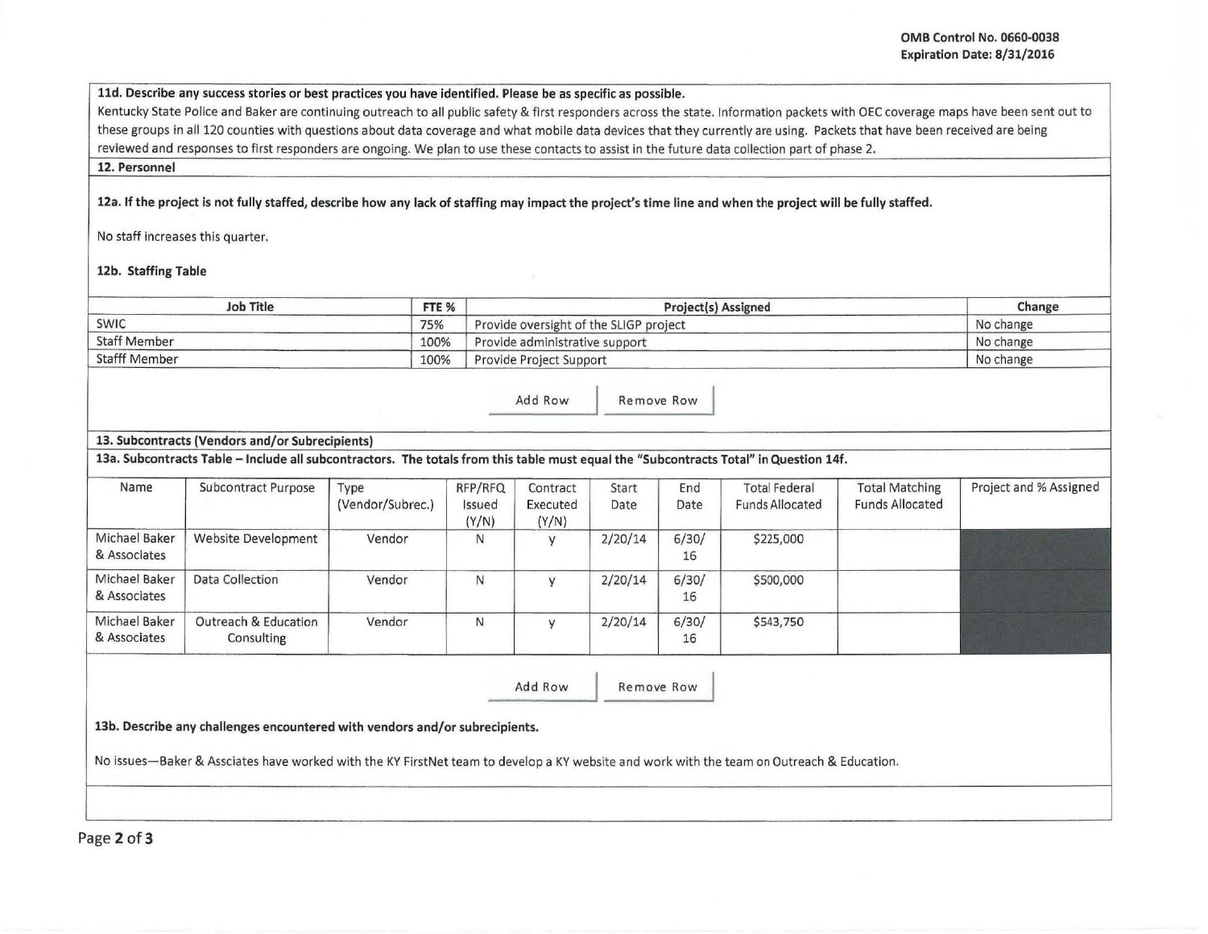**11d. Describe any success stories or best practices you have identified. Please be as specific as possible.**

Kentucky State Police and Baker are continuing outreach to all public safety & first responders across the state. Information packets with OEC coverage maps have been sent out to these groups in all 120 counties with questions about data coverage and what mobile data devices that they currently are using. Packets that have been received are being reviewed and responses to first responders are ongoing. We plan to use these contacts to assist in the future data collection part of phase 2.

## 12. Personnel

**12a. If the project is not fully staffed, describe how any lack of staffing may impact the project's time line and when the project will be fully staffed.**

No staff increases this quarter.

**12b. Staffing Table**

| Job Title | FTE % | Project(s) Assigned | Change |
|---|---|---|---|
| SWIC | 75% | Provide oversight of the SLIGP project | No change |
| Staff Member | 100% | Provide administrative support | No change |
| Stafff Member | 100% | Provide Project Support | No change |

## 13. Subcontracts (Vendors and/or Subrecipients)

**13a. Subcontracts Table – Include all subcontractors. The totals from this table must equal the "Subcontracts Total" in Question 14f.**

| Name | Subcontract Purpose | Type (Vendor/Subrec.) | RFP/RFQ Issued (Y/N) | Contract Executed (Y/N) | Start Date | End Date | Total Federal Funds Allocated | Total Matching Funds Allocated | Project and % Assigned |
|---|---|---|---|---|---|---|---|---|---|
| Michael Baker & Associates | Website Development | Vendor | N | y | 2/20/14 | 6/30/16 | $225,000 | | |
| Michael Baker & Associates | Data Collection | Vendor | N | y | 2/20/14 | 6/30/16 | $500,000 | | |
| Michael Baker & Associates | Outreach & Education Consulting | Vendor | N | y | 2/20/14 | 6/30/16 | $543,750 | | |

**13b. Describe any challenges encountered with vendors and/or subrecipients.**

No issues—Baker & Assciates have worked with the KY FirstNet team to develop a KY website and work with the team on Outreach & Education.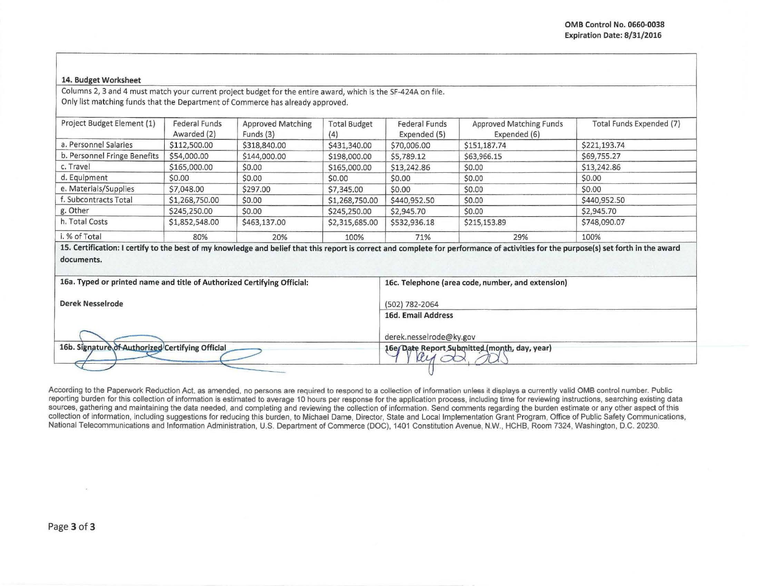OMB Control No. 0660-0038
Expiration Date: 8/31/2016

### 14. Budget Worksheet

Columns 2, 3 and 4 must match your current project budget for the entire award, which is the SF-424A on file.
Only list matching funds that the Department of Commerce has already approved.

| Project Budget Element (1) | Federal Funds Awarded (2) | Approved Matching Funds (3) | Total Budget (4) | Federal Funds Expended (5) | Approved Matching Funds Expended (6) | Total Funds Expended (7) |
|---|---|---|---|---|---|---|
| a. Personnel Salaries | $112,500.00 | $318,840.00 | $431,340.00 | $70,006.00 | $151,187.74 | $221,193.74 |
| b. Personnel Fringe Benefits | $54,000.00 | $144,000.00 | $198,000.00 | $5,789.12 | $63,966.15 | $69,755.27 |
| c. Travel | $165,000.00 | $0.00 | $165,000.00 | $13,242.86 | $0.00 | $13,242.86 |
| d. Equipment | $0.00 | $0.00 | $0.00 | $0.00 | $0.00 | $0.00 |
| e. Materials/Supplies | $7,048.00 | $297.00 | $7,345.00 | $0.00 | $0.00 | $0.00 |
| f. Subcontracts Total | $1,268,750.00 | $0.00 | $1,268,750.00 | $440,952.50 | $0.00 | $440,952.50 |
| g. Other | $245,250.00 | $0.00 | $245,250.00 | $2,945.70 | $0.00 | $2,945.70 |
| h. Total Costs | $1,852,548.00 | $463,137.00 | $2,315,685.00 | $532,936.18 | $215,153.89 | $748,090.07 |
| i. % of Total | 80% | 20% | 100% | 71% | 29% | 100% |

**15. Certification: I certify to the best of my knowledge and belief that this report is correct and complete for performance of activities for the purpose(s) set forth in the award documents.**

| | |
|---|---|
| **16a. Typed or printed name and title of Authorized Certifying Official:** Derek Nesselrode | **16c. Telephone (area code, number, and extension)** (502) 782-2064 |
| | **16d. Email Address** derek.nesselrode@ky.gov |
| **16b. Signature of Authorized Certifying Official** | **16e. Date Report Submitted (month, day, year)** May 22, 2015 |

According to the Paperwork Reduction Act, as amended, no persons are required to respond to a collection of information unless it displays a currently valid OMB control number. Public reporting burden for this collection of information is estimated to average 10 hours per response for the application process, including time for reviewing instructions, searching existing data sources, gathering and maintaining the data needed, and completing and reviewing the collection of information. Send comments regarding the burden estimate or any other aspect of this collection of information, including suggestions for reducing this burden, to Michael Dame, Director, State and Local Implementation Grant Program, Office of Public Safety Communications, National Telecommunications and Information Administration, U.S. Department of Commerce (DOC), 1401 Constitution Avenue, N.W., HCHB, Room 7324, Washington, D.C. 20230.